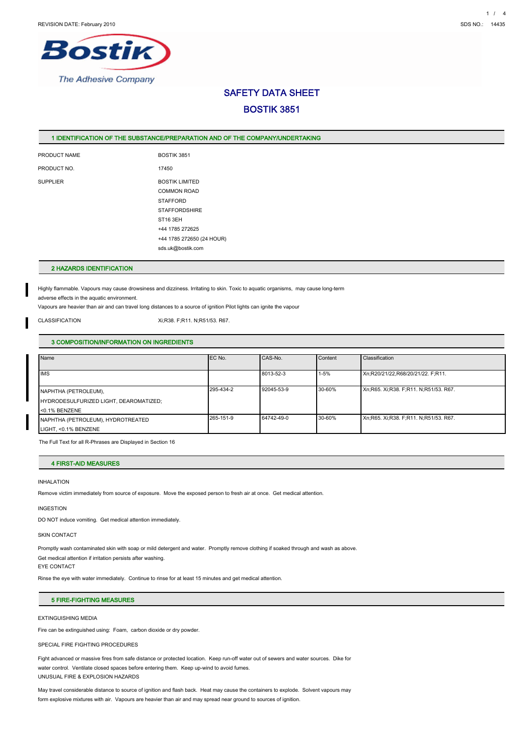REVISION DATE: February 2010

SDS NO.: 14435

Bostik
The Adhesive Company

# SAFETY DATA SHEET

# BOSTIK 3851

## 1 IDENTIFICATION OF THE SUBSTANCE/PREPARATION AND OF THE COMPANY/UNDERTAKING

PRODUCT NAME: BOSTIK 3851

PRODUCT NO.: 17450

SUPPLIER:
BOSTIK LIMITED
COMMON ROAD
STAFFORD
STAFFORDSHIRE
ST16 3EH
+44 1785 272625
+44 1785 272650 (24 HOUR)
sds.uk@bostik.com

## 2 HAZARDS IDENTIFICATION

Highly flammable. Vapours may cause drowsiness and dizziness. Irritating to skin. Toxic to aquatic organisms, may cause long-term adverse effects in the aquatic environment.
Vapours are heavier than air and can travel long distances to a source of ignition Pilot lights can ignite the vapour

CLASSIFICATION: Xi;R38. F;R11. N;R51/53. R67.

## 3 COMPOSITION/INFORMATION ON INGREDIENTS

| Name | EC No. | CAS-No. | Content | Classification |
|---|---|---|---|---|
| IMS | | 8013-52-3 | 1-5% | Xn;R20/21/22,R68/20/21/22. F;R11. |
| NAPHTHA (PETROLEUM), HYDRODESULFURIZED LIGHT, DEAROMATIZED; <0.1% BENZENE | 295-434-2 | 92045-53-9 | 30-60% | Xn;R65. Xi;R38. F;R11. N;R51/53. R67. |
| NAPHTHA (PETROLEUM), HYDROTREATED LIGHT, <0.1% BENZENE | 265-151-9 | 64742-49-0 | 30-60% | Xn;R65. Xi;R38. F;R11. N;R51/53. R67. |

The Full Text for all R-Phrases are Displayed in Section 16

## 4 FIRST-AID MEASURES

INHALATION

Remove victim immediately from source of exposure. Move the exposed person to fresh air at once. Get medical attention.

INGESTION

DO NOT induce vomiting. Get medical attention immediately.

SKIN CONTACT

Promptly wash contaminated skin with soap or mild detergent and water. Promptly remove clothing if soaked through and wash as above.
Get medical attention if irritation persists after washing.

EYE CONTACT

Rinse the eye with water immediately. Continue to rinse for at least 15 minutes and get medical attention.

## 5 FIRE-FIGHTING MEASURES

EXTINGUISHING MEDIA

Fire can be extinguished using: Foam, carbon dioxide or dry powder.

SPECIAL FIRE FIGHTING PROCEDURES

Fight advanced or massive fires from safe distance or protected location. Keep run-off water out of sewers and water sources. Dike for water control. Ventilate closed spaces before entering them. Keep up-wind to avoid fumes.

UNUSUAL FIRE & EXPLOSION HAZARDS

May travel considerable distance to source of ignition and flash back. Heat may cause the containers to explode. Solvent vapours may form explosive mixtures with air. Vapours are heavier than air and may spread near ground to sources of ignition.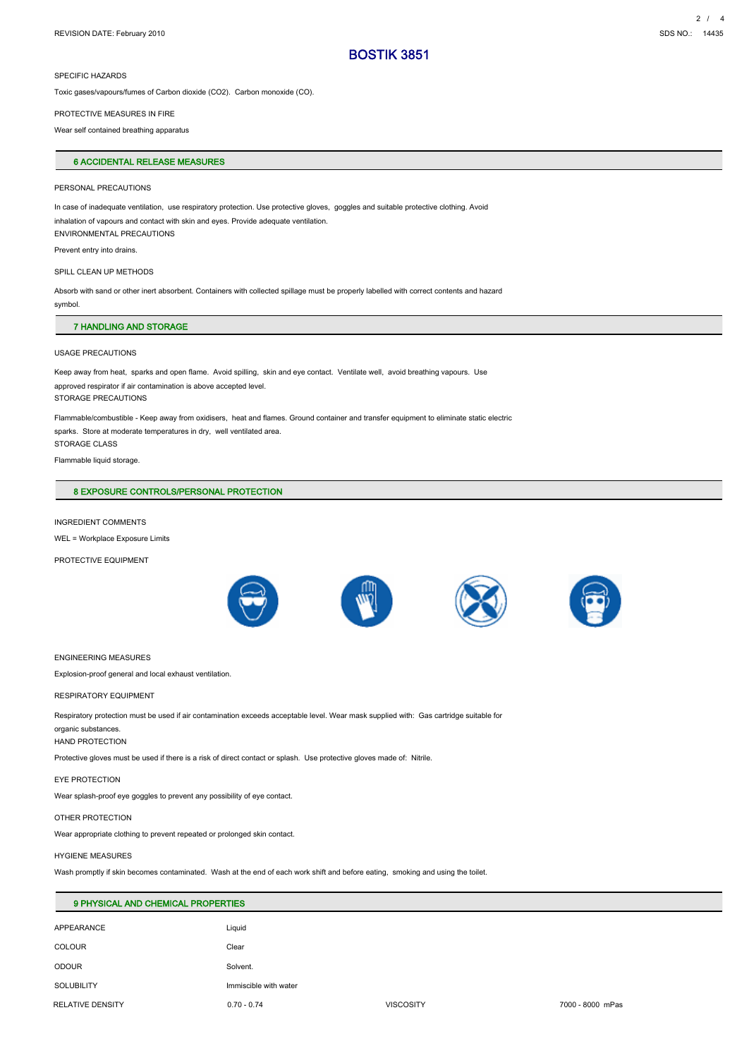# BOSTIK 3851

SPECIFIC HAZARDS

Toxic gases/vapours/fumes of Carbon dioxide ($CO_2$). Carbon monoxide (CO).

PROTECTIVE MEASURES IN FIRE

Wear self contained breathing apparatus

## 6 ACCIDENTAL RELEASE MEASURES

PERSONAL PRECAUTIONS

In case of inadequate ventilation, use respiratory protection. Use protective gloves, goggles and suitable protective clothing. Avoid inhalation of vapours and contact with skin and eyes. Provide adequate ventilation.

ENVIRONMENTAL PRECAUTIONS

Prevent entry into drains.

SPILL CLEAN UP METHODS

Absorb with sand or other inert absorbent. Containers with collected spillage must be properly labelled with correct contents and hazard symbol.

## 7 HANDLING AND STORAGE

USAGE PRECAUTIONS

Keep away from heat, sparks and open flame. Avoid spilling, skin and eye contact. Ventilate well, avoid breathing vapours. Use approved respirator if air contamination is above accepted level.

STORAGE PRECAUTIONS

Flammable/combustible - Keep away from oxidisers, heat and flames. Ground container and transfer equipment to eliminate static electric sparks. Store at moderate temperatures in dry, well ventilated area.

STORAGE CLASS

Flammable liquid storage.

## 8 EXPOSURE CONTROLS/PERSONAL PROTECTION

INGREDIENT COMMENTS

WEL = Workplace Exposure Limits

PROTECTIVE EQUIPMENT

ENGINEERING MEASURES

Explosion-proof general and local exhaust ventilation.

RESPIRATORY EQUIPMENT

Respiratory protection must be used if air contamination exceeds acceptable level. Wear mask supplied with: Gas cartridge suitable for organic substances.

HAND PROTECTION

Protective gloves must be used if there is a risk of direct contact or splash. Use protective gloves made of: Nitrile.

EYE PROTECTION

Wear splash-proof eye goggles to prevent any possibility of eye contact.

OTHER PROTECTION

Wear appropriate clothing to prevent repeated or prolonged skin contact.

HYGIENE MEASURES

Wash promptly if skin becomes contaminated. Wash at the end of each work shift and before eating, smoking and using the toilet.

## 9 PHYSICAL AND CHEMICAL PROPERTIES

| | | | |
|---|---|---|---|
| APPEARANCE | Liquid | | |
| COLOUR | Clear | | |
| ODOUR | Solvent. | | |
| SOLUBILITY | Immiscible with water | | |
| RELATIVE DENSITY | 0.70 - 0.74 | VISCOSITY | 7000 - 8000 mPas |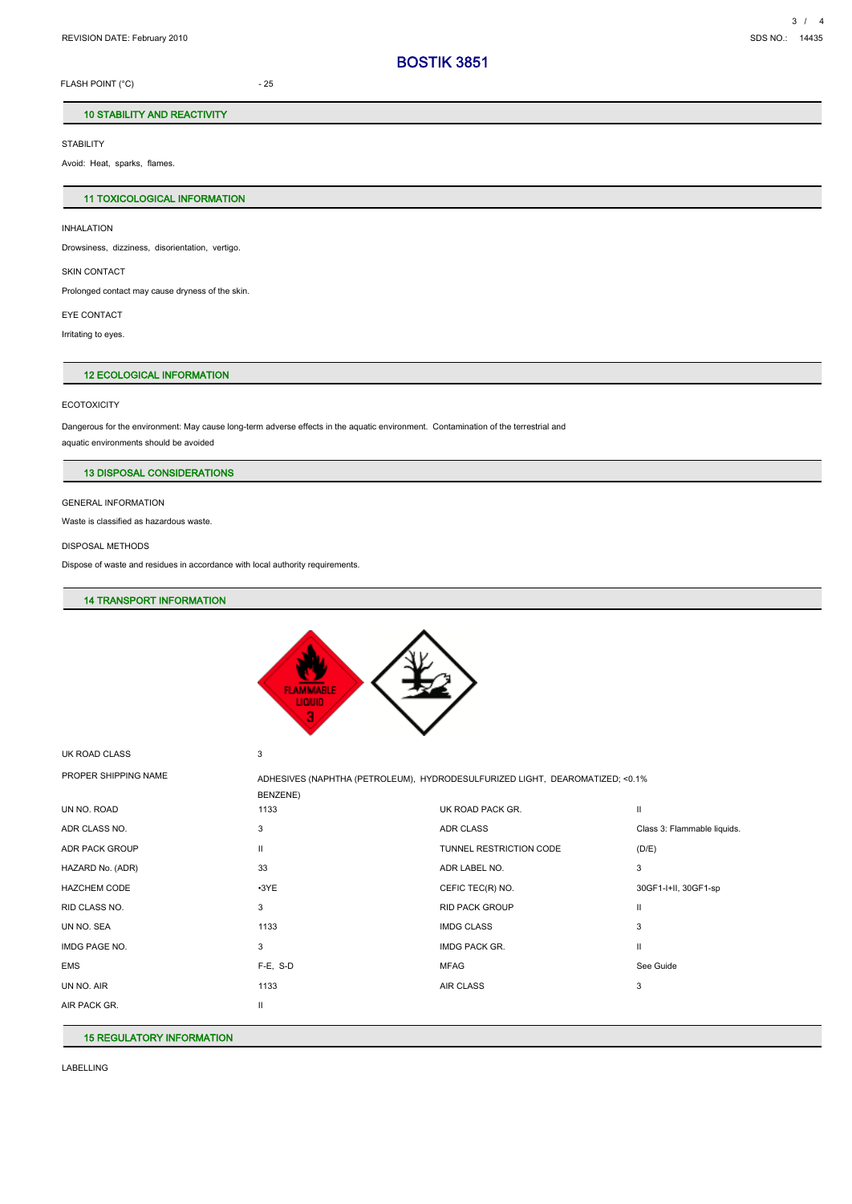REVISION DATE: February 2010

SDS NO.: 14435

# BOSTIK 3851

FLASH POINT (°C) - 25

## 10 STABILITY AND REACTIVITY

STABILITY

Avoid: Heat, sparks, flames.

## 11 TOXICOLOGICAL INFORMATION

INHALATION

Drowsiness, dizziness, disorientation, vertigo.

SKIN CONTACT

Prolonged contact may cause dryness of the skin.

EYE CONTACT

Irritating to eyes.

## 12 ECOLOGICAL INFORMATION

ECOTOXICITY

Dangerous for the environment: May cause long-term adverse effects in the aquatic environment. Contamination of the terrestrial and aquatic environments should be avoided

## 13 DISPOSAL CONSIDERATIONS

GENERAL INFORMATION

Waste is classified as hazardous waste.

DISPOSAL METHODS

Dispose of waste and residues in accordance with local authority requirements.

## 14 TRANSPORT INFORMATION

UK ROAD CLASS 3

PROPER SHIPPING NAME ADHESIVES (NAPHTHA (PETROLEUM), HYDRODESULFURIZED LIGHT, DEAROMATIZED; <0.1% BENZENE)

| | | | |
|---|---|---|---|
| UN NO. ROAD | 1133 | UK ROAD PACK GR. | II |
| ADR CLASS NO. | 3 | ADR CLASS | Class 3: Flammable liquids. |
| ADR PACK GROUP | II | TUNNEL RESTRICTION CODE | (D/E) |
| HAZARD No. (ADR) | 33 | ADR LABEL NO. | 3 |
| HAZCHEM CODE | •3YE | CEFIC TEC(R) NO. | 30GF1-I+II, 30GF1-sp |
| RID CLASS NO. | 3 | RID PACK GROUP | II |
| UN NO. SEA | 1133 | IMDG CLASS | 3 |
| IMDG PAGE NO. | 3 | IMDG PACK GR. | II |
| EMS | F-E, S-D | MFAG | See Guide |
| UN NO. AIR | 1133 | AIR CLASS | 3 |
| AIR PACK GR. | II | | |

## 15 REGULATORY INFORMATION

LABELLING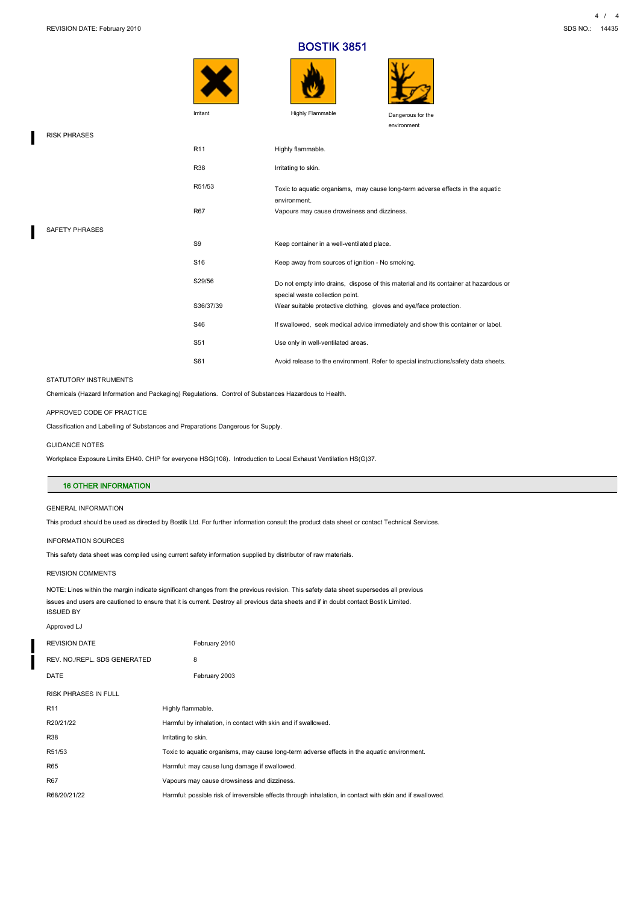## BOSTIK 3851

Irritant | Highly Flammable | Dangerous for the environment

RISK PHRASES

| | |
|---|---|
| R11 | Highly flammable. |
| R38 | Irritating to skin. |
| R51/53 | Toxic to aquatic organisms, may cause long-term adverse effects in the aquatic environment. |
| R67 | Vapours may cause drowsiness and dizziness. |

SAFETY PHRASES

| | |
|---|---|
| S9 | Keep container in a well-ventilated place. |
| S16 | Keep away from sources of ignition - No smoking. |
| S29/56 | Do not empty into drains, dispose of this material and its container at hazardous or special waste collection point. |
| S36/37/39 | Wear suitable protective clothing, gloves and eye/face protection. |
| S46 | If swallowed, seek medical advice immediately and show this container or label. |
| S51 | Use only in well-ventilated areas. |
| S61 | Avoid release to the environment. Refer to special instructions/safety data sheets. |

STATUTORY INSTRUMENTS

Chemicals (Hazard Information and Packaging) Regulations. Control of Substances Hazardous to Health.

APPROVED CODE OF PRACTICE

Classification and Labelling of Substances and Preparations Dangerous for Supply.

GUIDANCE NOTES

Workplace Exposure Limits EH40. CHIP for everyone HSG(108). Introduction to Local Exhaust Ventilation HS(G)37.

## 16 OTHER INFORMATION

GENERAL INFORMATION

This product should be used as directed by Bostik Ltd. For further information consult the product data sheet or contact Technical Services.

INFORMATION SOURCES

This safety data sheet was compiled using current safety information supplied by distributor of raw materials.

REVISION COMMENTS

NOTE: Lines within the margin indicate significant changes from the previous revision. This safety data sheet supersedes all previous issues and users are cautioned to ensure that it is current. Destroy all previous data sheets and if in doubt contact Bostik Limited.

ISSUED BY

Approved LJ

| | |
|---|---|
| REVISION DATE | February 2010 |
| REV. NO./REPL. SDS GENERATED | 8 |
| DATE | February 2003 |

RISK PHRASES IN FULL

| | |
|---|---|
| R11 | Highly flammable. |
| R20/21/22 | Harmful by inhalation, in contact with skin and if swallowed. |
| R38 | Irritating to skin. |
| R51/53 | Toxic to aquatic organisms, may cause long-term adverse effects in the aquatic environment. |
| R65 | Harmful: may cause lung damage if swallowed. |
| R67 | Vapours may cause drowsiness and dizziness. |
| R68/20/21/22 | Harmful: possible risk of irreversible effects through inhalation, in contact with skin and if swallowed. |